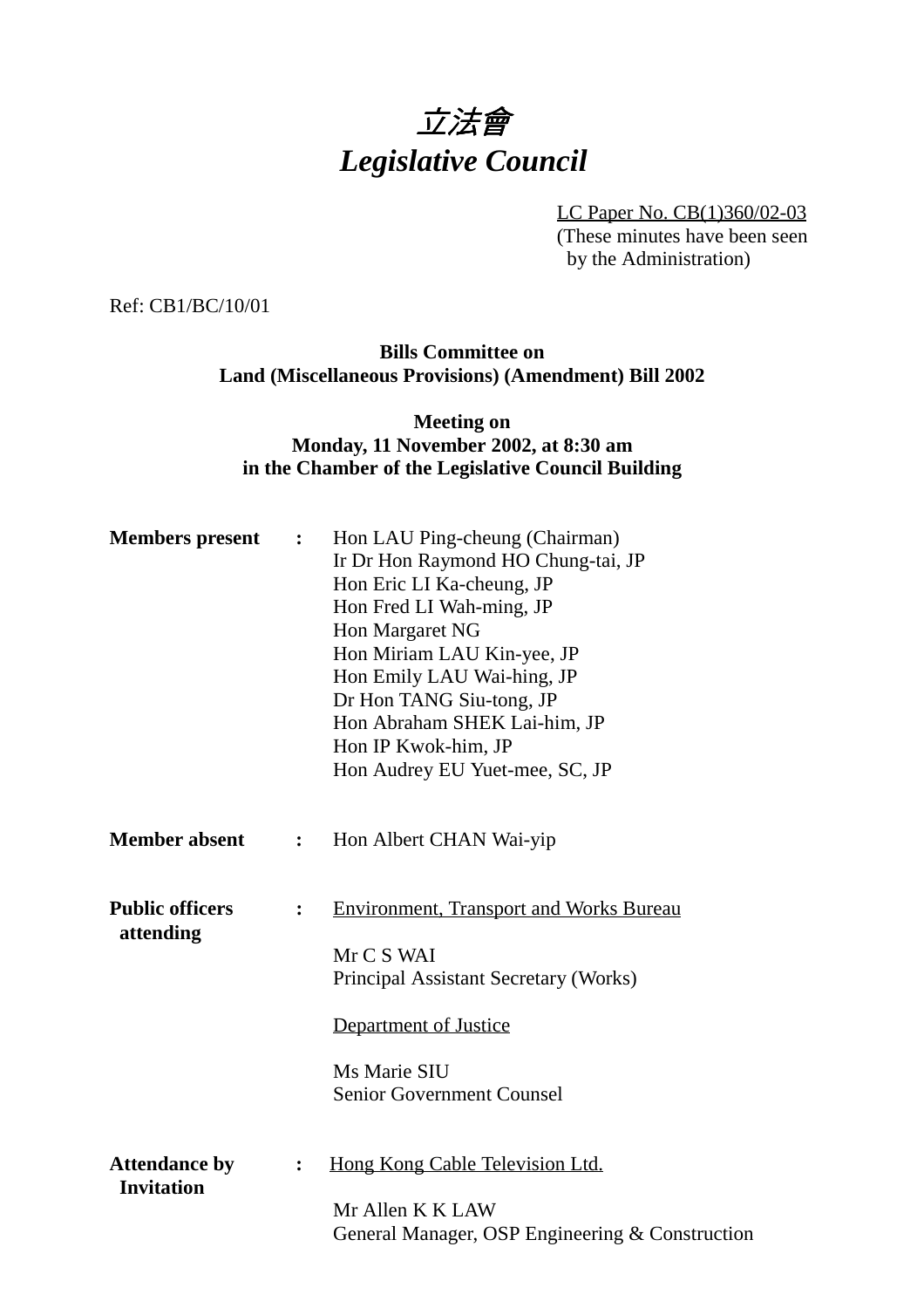# *立法會*
# *Legislative Council*

LC Paper No. CB(1)360/02-03
(These minutes have been seen by the Administration)

Ref: CB1/BC/10/01

**Bills Committee on**
**Land (Miscellaneous Provisions) (Amendment) Bill 2002**

**Meeting on**
**Monday, 11 November 2002, at 8:30 am**
**in the Chamber of the Legislative Council Building**

**Members present :**

Hon LAU Ping-cheung (Chairman)
Ir Dr Hon Raymond HO Chung-tai, JP
Hon Eric LI Ka-cheung, JP
Hon Fred LI Wah-ming, JP
Hon Margaret NG
Hon Miriam LAU Kin-yee, JP
Hon Emily LAU Wai-hing, JP
Dr Hon TANG Siu-tong, JP
Hon Abraham SHEK Lai-him, JP
Hon IP Kwok-him, JP
Hon Audrey EU Yuet-mee, SC, JP

**Member absent :**

Hon Albert CHAN Wai-yip

**Public officers attending :**

Environment, Transport and Works Bureau

Mr C S WAI
Principal Assistant Secretary (Works)

Department of Justice

Ms Marie SIU
Senior Government Counsel

**Attendance by Invitation :**

Hong Kong Cable Television Ltd.

Mr Allen K K LAW
General Manager, OSP Engineering & Construction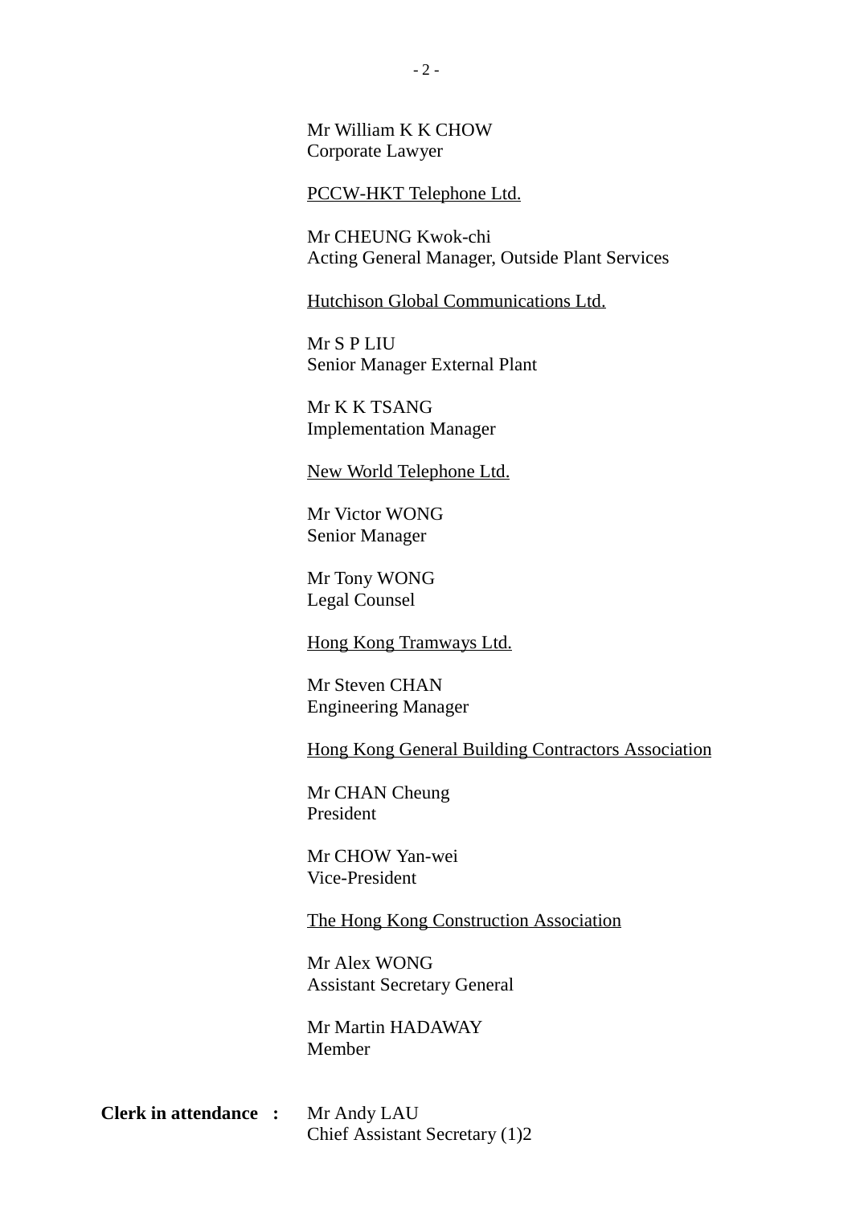Mr William K K CHOW
Corporate Lawyer

PCCW-HKT Telephone Ltd.

Mr CHEUNG Kwok-chi
Acting General Manager, Outside Plant Services

Hutchison Global Communications Ltd.

Mr S P LIU
Senior Manager External Plant

Mr K K TSANG
Implementation Manager

New World Telephone Ltd.

Mr Victor WONG
Senior Manager

Mr Tony WONG
Legal Counsel

Hong Kong Tramways Ltd.

Mr Steven CHAN
Engineering Manager

Hong Kong General Building Contractors Association

Mr CHAN Cheung
President

Mr CHOW Yan-wei
Vice-President

The Hong Kong Construction Association

Mr Alex WONG
Assistant Secretary General

Mr Martin HADAWAY
Member

**Clerk in attendance :** Mr Andy LAU
Chief Assistant Secretary (1)2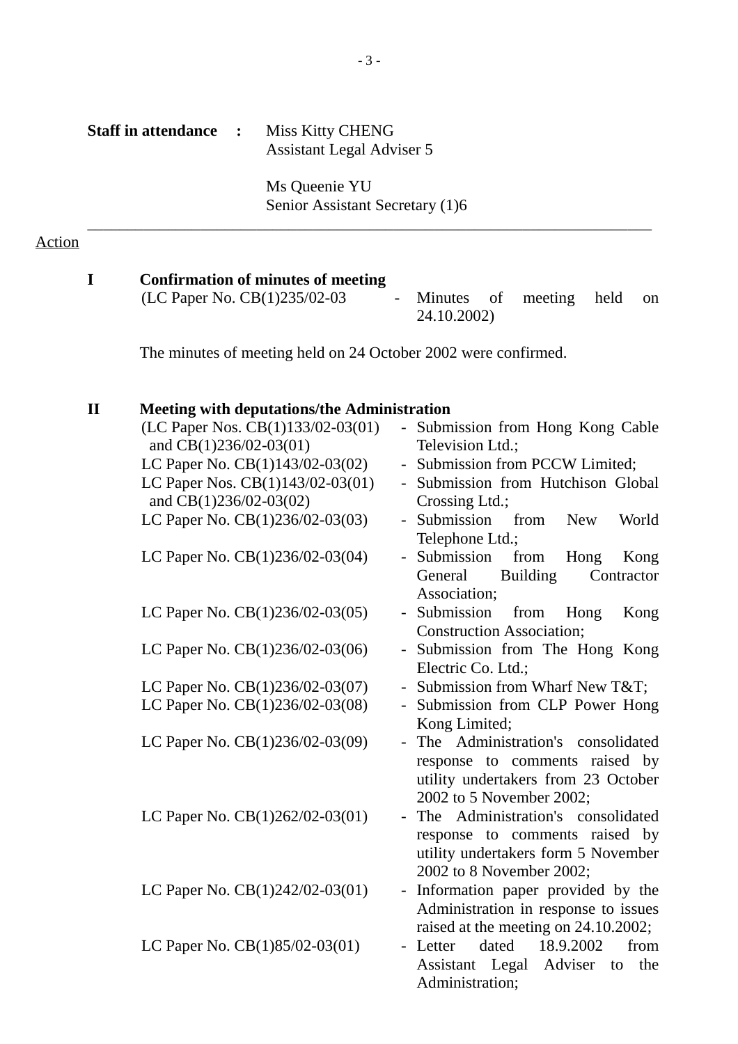**Staff in attendance :** Miss Kitty CHENG
Assistant Legal Adviser 5

Ms Queenie YU
Senior Assistant Secretary (1)6

---

Action

## I Confirmation of minutes of meeting

(LC Paper No. CB(1)235/02-03 - Minutes of meeting held on 24.10.2002)

The minutes of meeting held on 24 October 2002 were confirmed.

## II Meeting with deputations/the Administration

| | | |
|---|---|---|
| (LC Paper Nos. CB(1)133/02-03(01) and CB(1)236/02-03(01) | - | Submission from Hong Kong Cable Television Ltd.; |
| LC Paper No. CB(1)143/02-03(02) | - | Submission from PCCW Limited; |
| LC Paper Nos. CB(1)143/02-03(01) and CB(1)236/02-03(02) | - | Submission from Hutchison Global Crossing Ltd.; |
| LC Paper No. CB(1)236/02-03(03) | - | Submission from New World Telephone Ltd.; |
| LC Paper No. CB(1)236/02-03(04) | - | Submission from Hong Kong General Building Contractor Association; |
| LC Paper No. CB(1)236/02-03(05) | - | Submission from Hong Kong Construction Association; |
| LC Paper No. CB(1)236/02-03(06) | - | Submission from The Hong Kong Electric Co. Ltd.; |
| LC Paper No. CB(1)236/02-03(07) | - | Submission from Wharf New T&T; |
| LC Paper No. CB(1)236/02-03(08) | - | Submission from CLP Power Hong Kong Limited; |
| LC Paper No. CB(1)236/02-03(09) | - | The Administration's consolidated response to comments raised by utility undertakers from 23 October 2002 to 5 November 2002; |
| LC Paper No. CB(1)262/02-03(01) | - | The Administration's consolidated response to comments raised by utility undertakers form 5 November 2002 to 8 November 2002; |
| LC Paper No. CB(1)242/02-03(01) | - | Information paper provided by the Administration in response to issues raised at the meeting on 24.10.2002; |
| LC Paper No. CB(1)85/02-03(01) | - | Letter dated 18.9.2002 from Assistant Legal Adviser to the Administration; |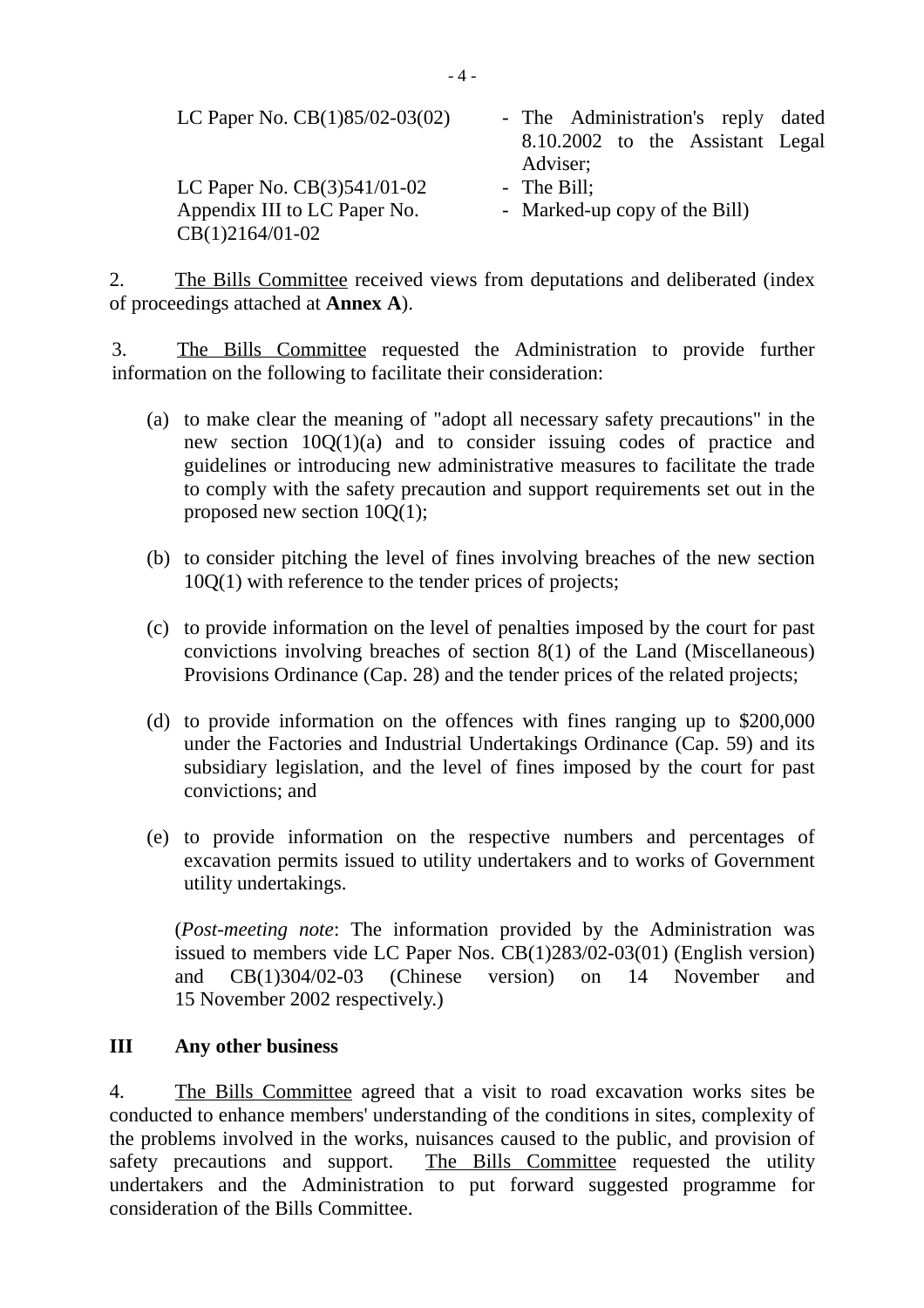| | |
|---|---|
| LC Paper No. CB(1)85/02-03(02) | - The Administration's reply dated 8.10.2002 to the Assistant Legal Adviser; |
| LC Paper No. CB(3)541/01-02 | - The Bill; |
| Appendix III to LC Paper No. CB(1)2164/01-02 | - Marked-up copy of the Bill) |

2. The Bills Committee received views from deputations and deliberated (index of proceedings attached at **Annex A**).

3. The Bills Committee requested the Administration to provide further information on the following to facilitate their consideration:

(a) to make clear the meaning of "adopt all necessary safety precautions" in the new section 10Q(1)(a) and to consider issuing codes of practice and guidelines or introducing new administrative measures to facilitate the trade to comply with the safety precaution and support requirements set out in the proposed new section 10Q(1);

(b) to consider pitching the level of fines involving breaches of the new section 10Q(1) with reference to the tender prices of projects;

(c) to provide information on the level of penalties imposed by the court for past convictions involving breaches of section 8(1) of the Land (Miscellaneous) Provisions Ordinance (Cap. 28) and the tender prices of the related projects;

(d) to provide information on the offences with fines ranging up to $200,000 under the Factories and Industrial Undertakings Ordinance (Cap. 59) and its subsidiary legislation, and the level of fines imposed by the court for past convictions; and

(e) to provide information on the respective numbers and percentages of excavation permits issued to utility undertakers and to works of Government utility undertakings.

(*Post-meeting note*: The information provided by the Administration was issued to members vide LC Paper Nos. CB(1)283/02-03(01) (English version) and CB(1)304/02-03 (Chinese version) on 14 November and 15 November 2002 respectively.)

## III Any other business

4. The Bills Committee agreed that a visit to road excavation works sites be conducted to enhance members' understanding of the conditions in sites, complexity of the problems involved in the works, nuisances caused to the public, and provision of safety precautions and support. The Bills Committee requested the utility undertakers and the Administration to put forward suggested programme for consideration of the Bills Committee.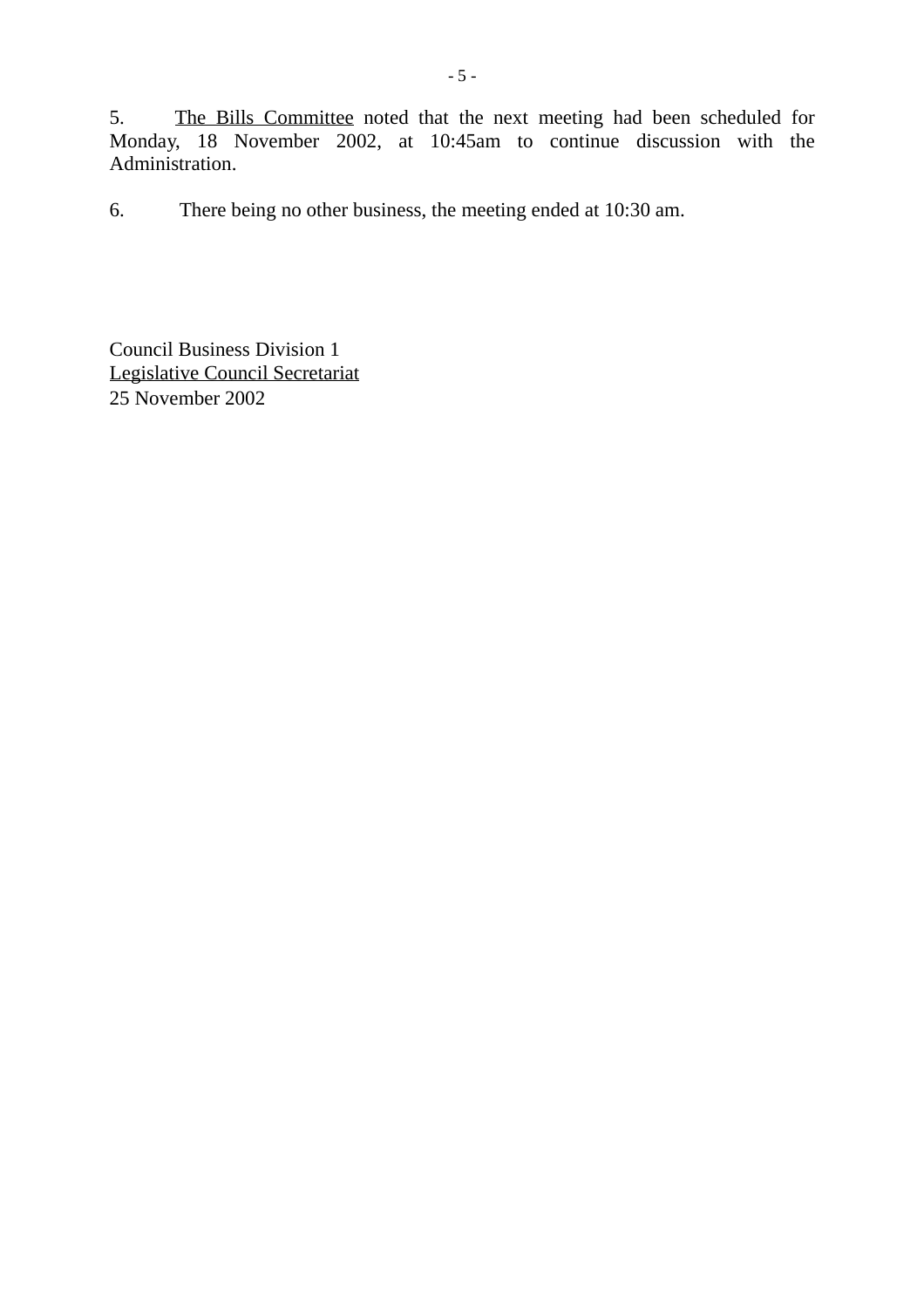5. <u>The Bills Committee</u> noted that the next meeting had been scheduled for Monday, 18 November 2002, at 10:45am to continue discussion with the Administration.

6. There being no other business, the meeting ended at 10:30 am.

Council Business Division 1
<u>Legislative Council Secretariat</u>
25 November 2002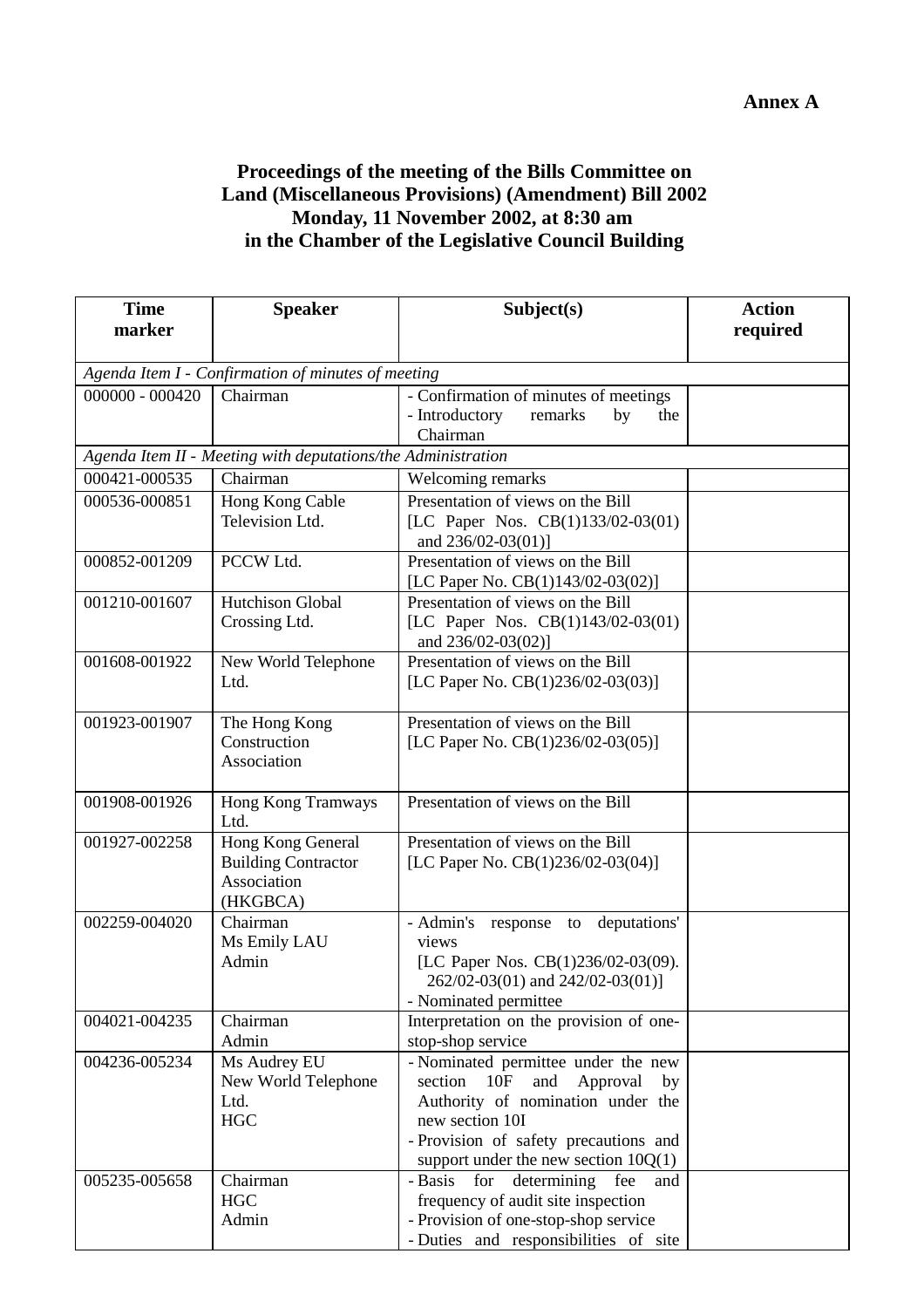**Annex A**

# Proceedings of the meeting of the Bills Committee on Land (Miscellaneous Provisions) (Amendment) Bill 2002 Monday, 11 November 2002, at 8:30 am in the Chamber of the Legislative Council Building

| Time marker | Speaker | Subject(s) | Action required |
|---|---|---|---|
| *Agenda Item I - Confirmation of minutes of meeting* | | | |
| 000000 - 000420 | Chairman | - Confirmation of minutes of meetings<br>- Introductory remarks by the Chairman | |
| *Agenda Item II - Meeting with deputations/the Administration* | | | |
| 000421-000535 | Chairman | Welcoming remarks | |
| 000536-000851 | Hong Kong Cable Television Ltd. | Presentation of views on the Bill<br>[LC Paper Nos. CB(1)133/02-03(01) and 236/02-03(01)] | |
| 000852-001209 | PCCW Ltd. | Presentation of views on the Bill<br>[LC Paper No. CB(1)143/02-03(02)] | |
| 001210-001607 | Hutchison Global Crossing Ltd. | Presentation of views on the Bill<br>[LC Paper Nos. CB(1)143/02-03(01) and 236/02-03(02)] | |
| 001608-001922 | New World Telephone Ltd. | Presentation of views on the Bill<br>[LC Paper No. CB(1)236/02-03(03)] | |
| 001923-001907 | The Hong Kong Construction Association | Presentation of views on the Bill<br>[LC Paper No. CB(1)236/02-03(05)] | |
| 001908-001926 | Hong Kong Tramways Ltd. | Presentation of views on the Bill | |
| 001927-002258 | Hong Kong General Building Contractor Association (HKGBCA) | Presentation of views on the Bill<br>[LC Paper No. CB(1)236/02-03(04)] | |
| 002259-004020 | Chairman<br>Ms Emily LAU<br>Admin | - Admin's response to deputations' views<br>[LC Paper Nos. CB(1)236/02-03(09). 262/02-03(01) and 242/02-03(01)]<br>- Nominated permittee | |
| 004021-004235 | Chairman<br>Admin | Interpretation on the provision of one-stop-shop service | |
| 004236-005234 | Ms Audrey EU<br>New World Telephone Ltd.<br>HGC | - Nominated permittee under the new section 10F and Approval by Authority of nomination under the new section 10I<br>- Provision of safety precautions and support under the new section 10Q(1) | |
| 005235-005658 | Chairman<br>HGC<br>Admin | - Basis for determining fee and frequency of audit site inspection<br>- Provision of one-stop-shop service<br>- Duties and responsibilities of site | |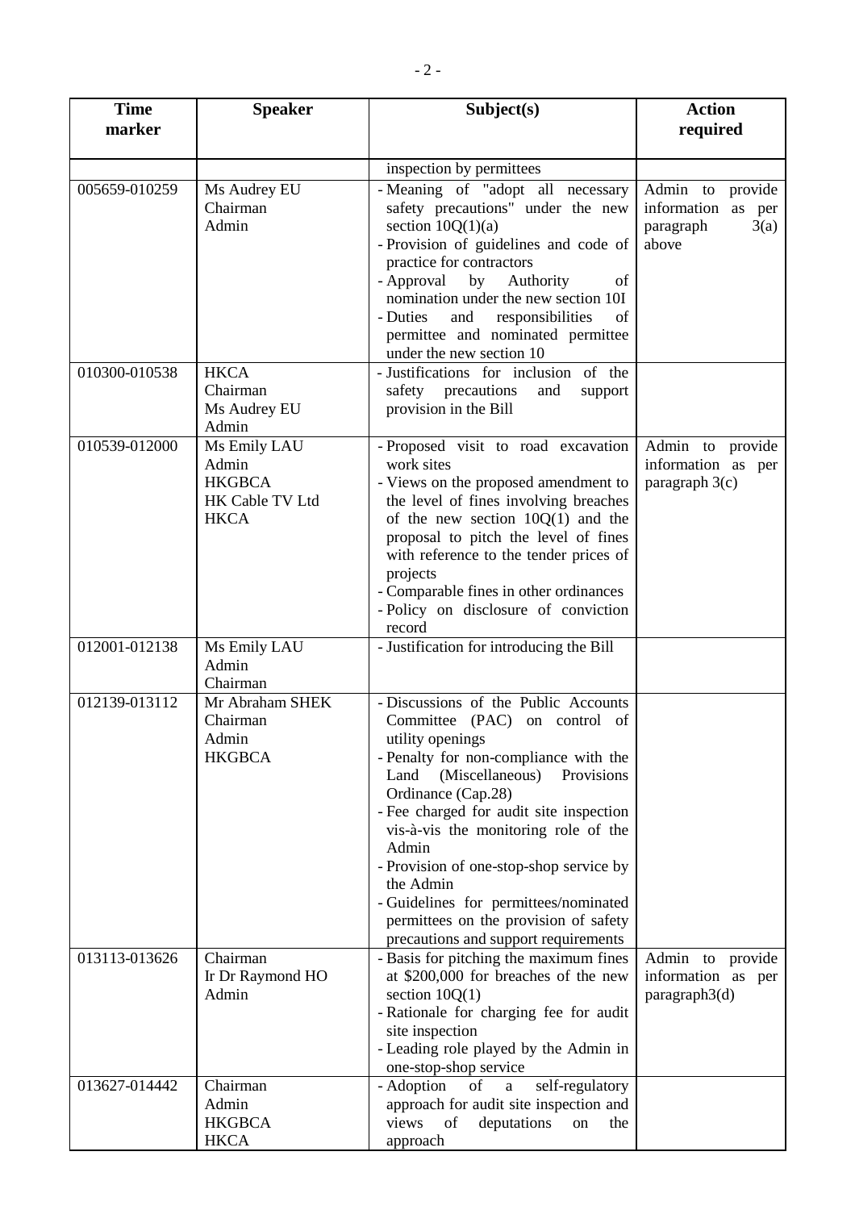| Time marker | Speaker | Subject(s) | Action required |
|---|---|---|---|
| | | inspection by permittees | |
| 005659-010259 | Ms Audrey EU<br>Chairman<br>Admin | - Meaning of "adopt all necessary safety precautions" under the new section 10Q(1)(a)<br>- Provision of guidelines and code of practice for contractors<br>- Approval by Authority of nomination under the new section 10I<br>- Duties and responsibilities of permittee and nominated permittee under the new section 10 | Admin to provide information as per paragraph 3(a) above |
| 010300-010538 | HKCA<br>Chairman<br>Ms Audrey EU<br>Admin | - Justifications for inclusion of the safety precautions and support provision in the Bill | |
| 010539-012000 | Ms Emily LAU<br>Admin<br>HKGBCA<br>HK Cable TV Ltd<br>HKCA | - Proposed visit to road excavation work sites<br>- Views on the proposed amendment to the level of fines involving breaches of the new section 10Q(1) and the proposal to pitch the level of fines with reference to the tender prices of projects<br>- Comparable fines in other ordinances<br>- Policy on disclosure of conviction record | Admin to provide information as per paragraph 3(c) |
| 012001-012138 | Ms Emily LAU<br>Admin<br>Chairman | - Justification for introducing the Bill | |
| 012139-013112 | Mr Abraham SHEK<br>Chairman<br>Admin<br>HKGBCA | - Discussions of the Public Accounts Committee (PAC) on control of utility openings<br>- Penalty for non-compliance with the Land (Miscellaneous) Provisions Ordinance (Cap.28)<br>- Fee charged for audit site inspection vis-à-vis the monitoring role of the Admin<br>- Provision of one-stop-shop service by the Admin<br>- Guidelines for permittees/nominated permittees on the provision of safety precautions and support requirements | |
| 013113-013626 | Chairman<br>Ir Dr Raymond HO<br>Admin | - Basis for pitching the maximum fines at $200,000 for breaches of the new section 10Q(1)<br>- Rationale for charging fee for audit site inspection<br>- Leading role played by the Admin in one-stop-shop service | Admin to provide information as per paragraph3(d) |
| 013627-014442 | Chairman<br>Admin<br>HKGBCA<br>HKCA | - Adoption of a self-regulatory approach for audit site inspection and views of deputations on the approach | |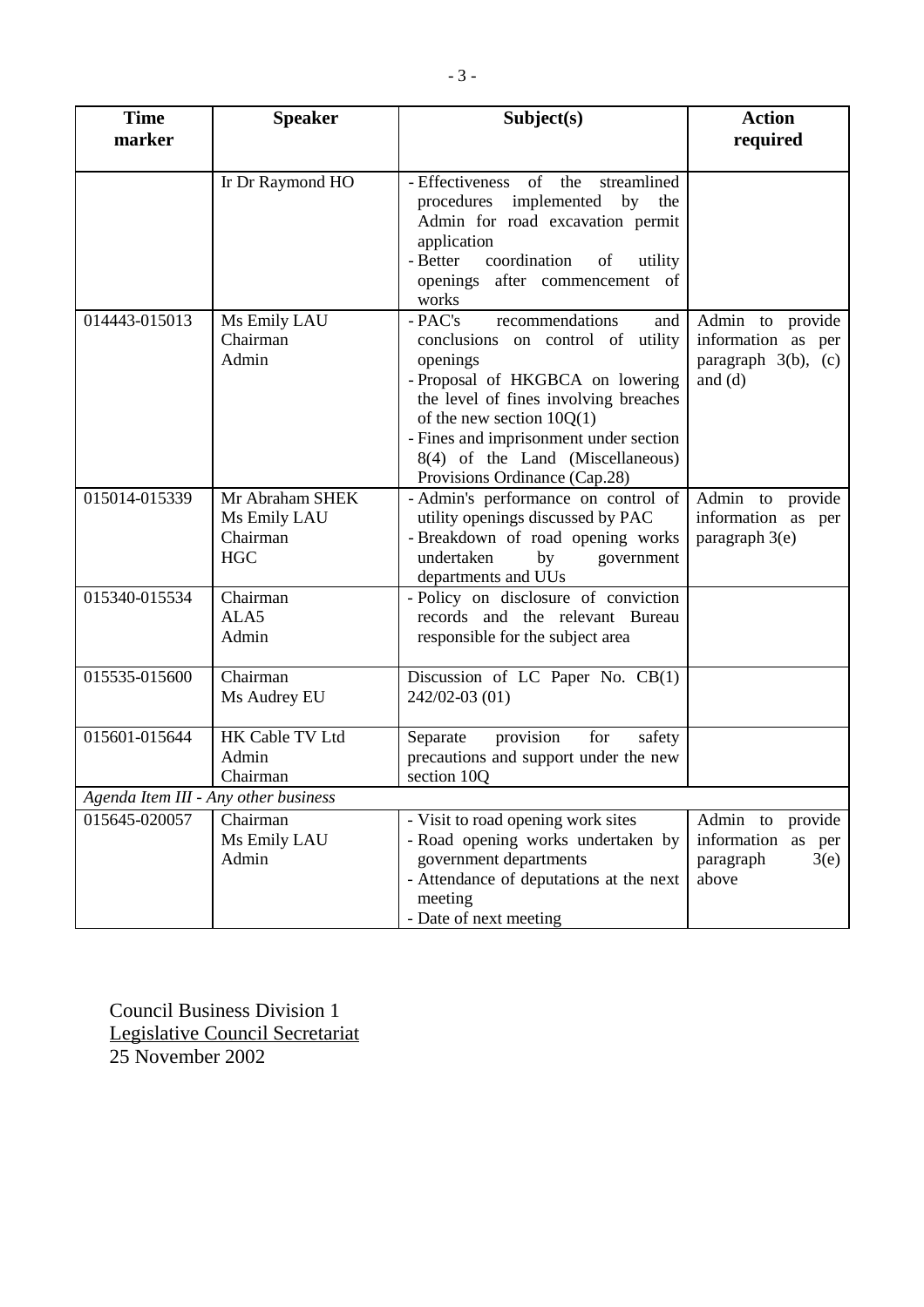| Time marker | Speaker | Subject(s) | Action required |
|---|---|---|---|
| | Ir Dr Raymond HO | - Effectiveness of the streamlined procedures implemented by the Admin for road excavation permit application<br>- Better coordination of utility openings after commencement of works | |
| 014443-015013 | Ms Emily LAU<br>Chairman<br>Admin | - PAC's recommendations and conclusions on control of utility openings<br>- Proposal of HKGBCA on lowering the level of fines involving breaches of the new section 10Q(1)<br>- Fines and imprisonment under section 8(4) of the Land (Miscellaneous) Provisions Ordinance (Cap.28) | Admin to provide information as per paragraph 3(b), (c) and (d) |
| 015014-015339 | Mr Abraham SHEK<br>Ms Emily LAU<br>Chairman<br>HGC | - Admin's performance on control of utility openings discussed by PAC<br>- Breakdown of road opening works undertaken by government departments and UUs | Admin to provide information as per paragraph 3(e) |
| 015340-015534 | Chairman<br>ALA5<br>Admin | - Policy on disclosure of conviction records and the relevant Bureau responsible for the subject area | |
| 015535-015600 | Chairman<br>Ms Audrey EU | Discussion of LC Paper No. CB(1) 242/02-03 (01) | |
| 015601-015644 | HK Cable TV Ltd<br>Admin<br>Chairman | Separate provision for safety precautions and support under the new section 10Q | |
| *Agenda Item III - Any other business* | | | |
| 015645-020057 | Chairman<br>Ms Emily LAU<br>Admin | - Visit to road opening work sites<br>- Road opening works undertaken by government departments<br>- Attendance of deputations at the next meeting<br>- Date of next meeting | Admin to provide information as per paragraph 3(e) above |

Council Business Division 1
Legislative Council Secretariat
25 November 2002